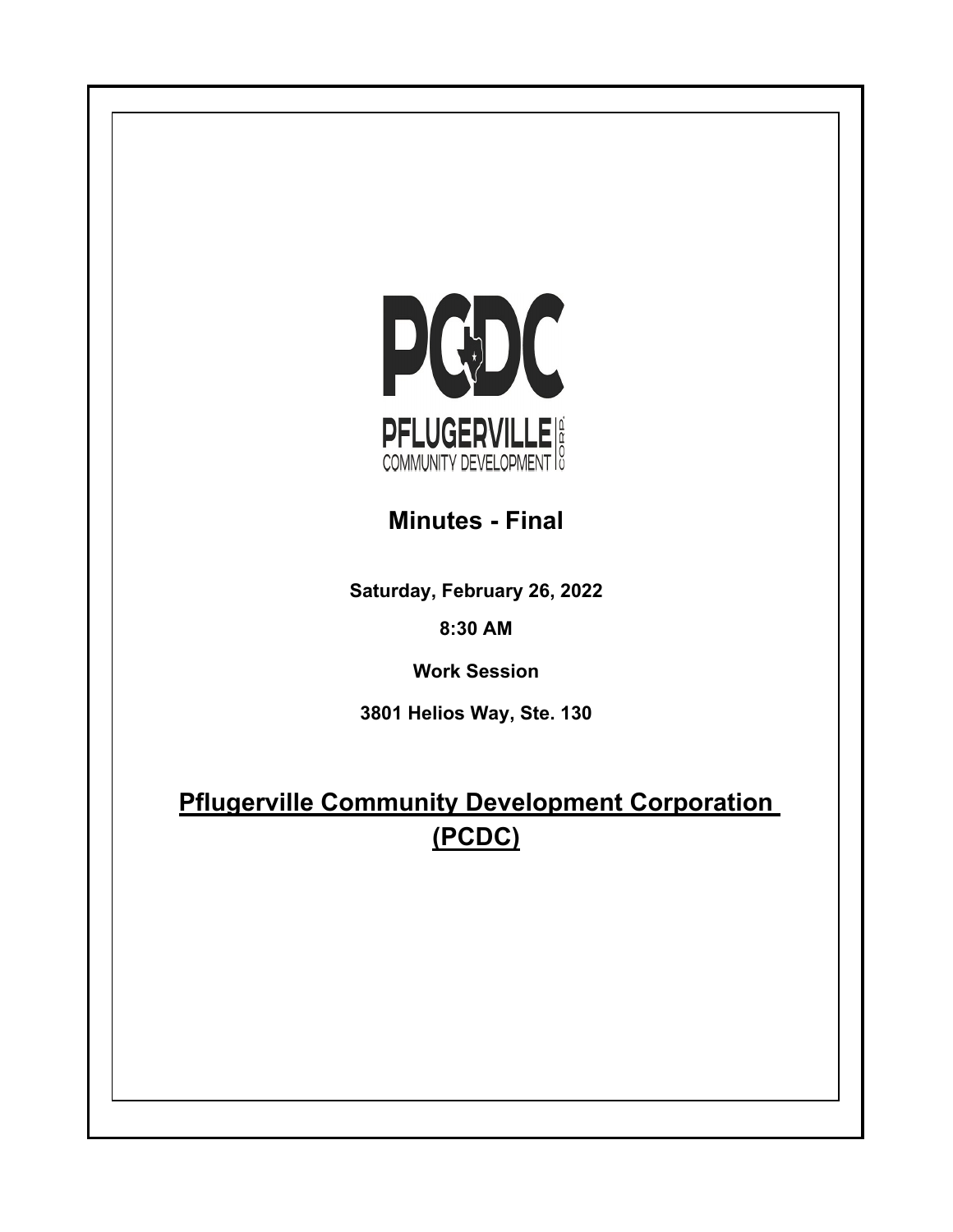PCDC

PFLUGERVILLE COMMUNITY DEVELOPMENT CORP.

# Minutes - Final

**Saturday, February 26, 2022**

**8:30 AM**

**Work Session**

**3801 Helios Way, Ste. 130**

# Pflugerville Community Development Corporation (PCDC)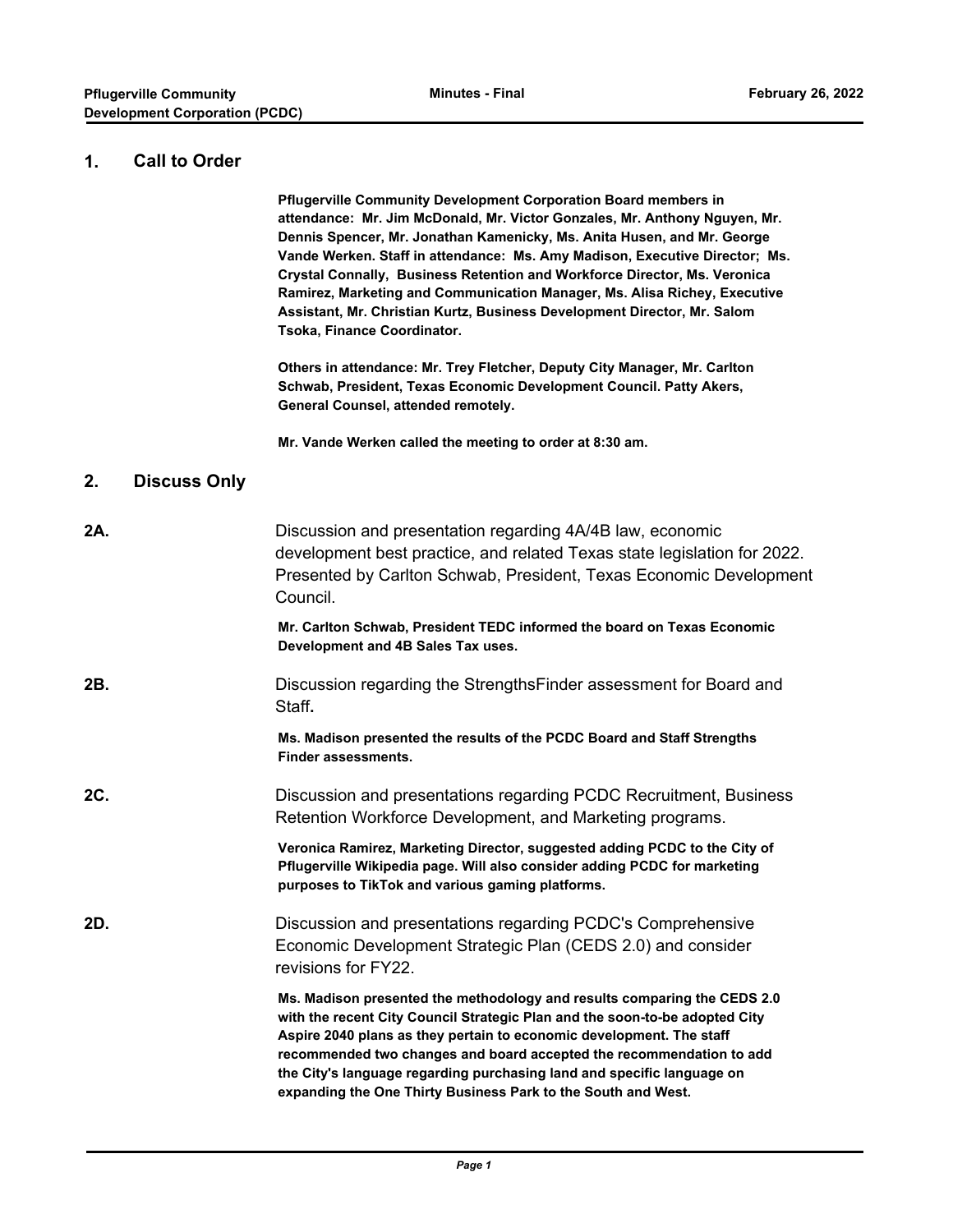## 1. Call to Order

**Pflugerville Community Development Corporation Board members in attendance: Mr. Jim McDonald, Mr. Victor Gonzales, Mr. Anthony Nguyen, Mr. Dennis Spencer, Mr. Jonathan Kamenicky, Ms. Anita Husen, and Mr. George Vande Werken. Staff in attendance: Ms. Amy Madison, Executive Director; Ms. Crystal Connally, Business Retention and Workforce Director, Ms. Veronica Ramirez, Marketing and Communication Manager, Ms. Alisa Richey, Executive Assistant, Mr. Christian Kurtz, Business Development Director, Mr. Salom Tsoka, Finance Coordinator.**

**Others in attendance: Mr. Trey Fletcher, Deputy City Manager, Mr. Carlton Schwab, President, Texas Economic Development Council. Patty Akers, General Counsel, attended remotely.**

**Mr. Vande Werken called the meeting to order at 8:30 am.**

## 2. Discuss Only

**2A.** Discussion and presentation regarding 4A/4B law, economic development best practice, and related Texas state legislation for 2022. Presented by Carlton Schwab, President, Texas Economic Development Council.

**Mr. Carlton Schwab, President TEDC informed the board on Texas Economic Development and 4B Sales Tax uses.**

**2B.** Discussion regarding the StrengthsFinder assessment for Board and Staff**.**

**Ms. Madison presented the results of the PCDC Board and Staff Strengths Finder assessments.**

**2C.** Discussion and presentations regarding PCDC Recruitment, Business Retention Workforce Development, and Marketing programs.

**Veronica Ramirez, Marketing Director, suggested adding PCDC to the City of Pflugerville Wikipedia page. Will also consider adding PCDC for marketing purposes to TikTok and various gaming platforms.**

**2D.** Discussion and presentations regarding PCDC's Comprehensive Economic Development Strategic Plan (CEDS 2.0) and consider revisions for FY22.

**Ms. Madison presented the methodology and results comparing the CEDS 2.0 with the recent City Council Strategic Plan and the soon-to-be adopted City Aspire 2040 plans as they pertain to economic development. The staff recommended two changes and board accepted the recommendation to add the City's language regarding purchasing land and specific language on expanding the One Thirty Business Park to the South and West.**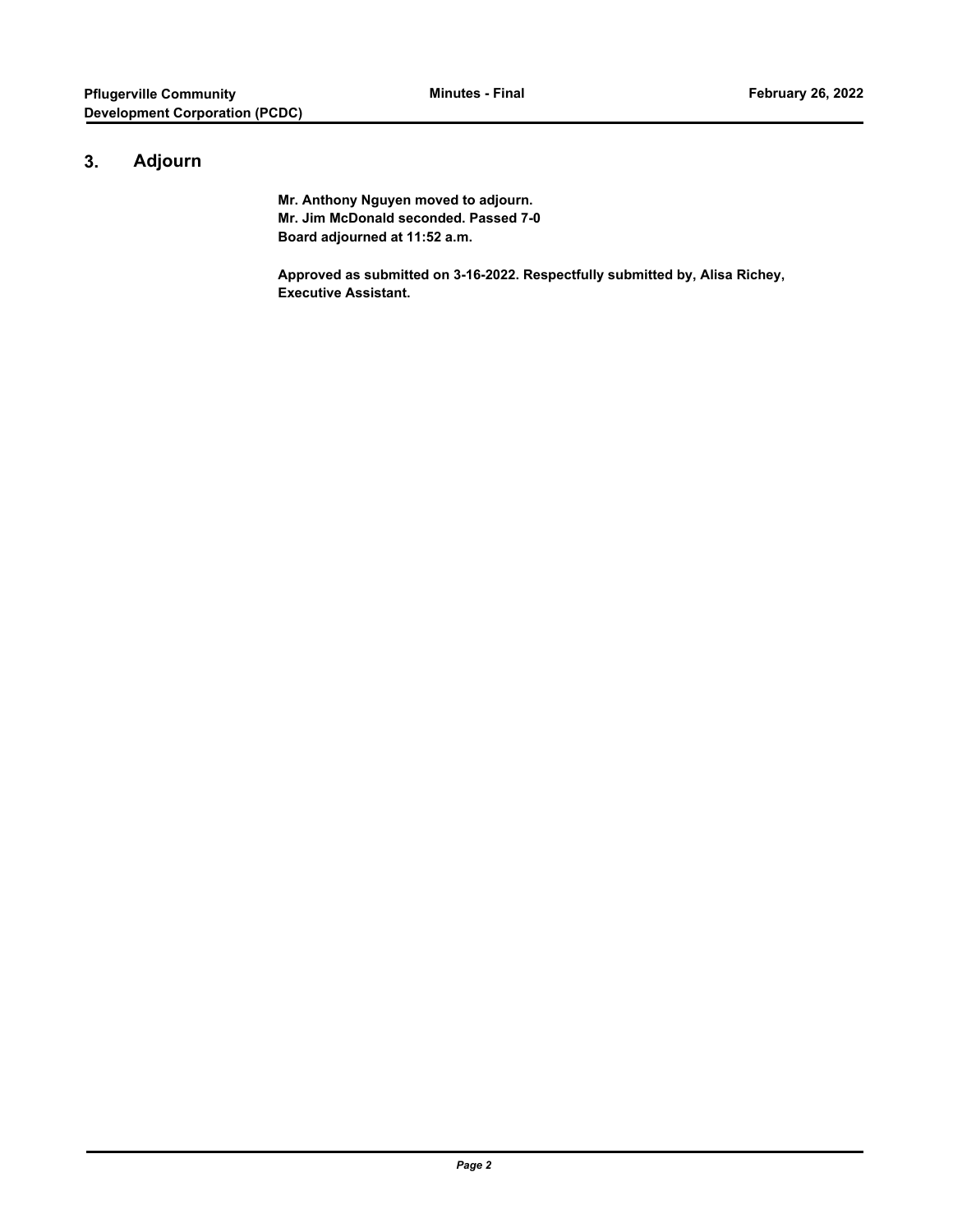## 3. Adjourn

**Mr. Anthony Nguyen moved to adjourn.**
**Mr. Jim McDonald seconded. Passed 7-0**
**Board adjourned at 11:52 a.m.**

**Approved as submitted on 3-16-2022. Respectfully submitted by, Alisa Richey, Executive Assistant.**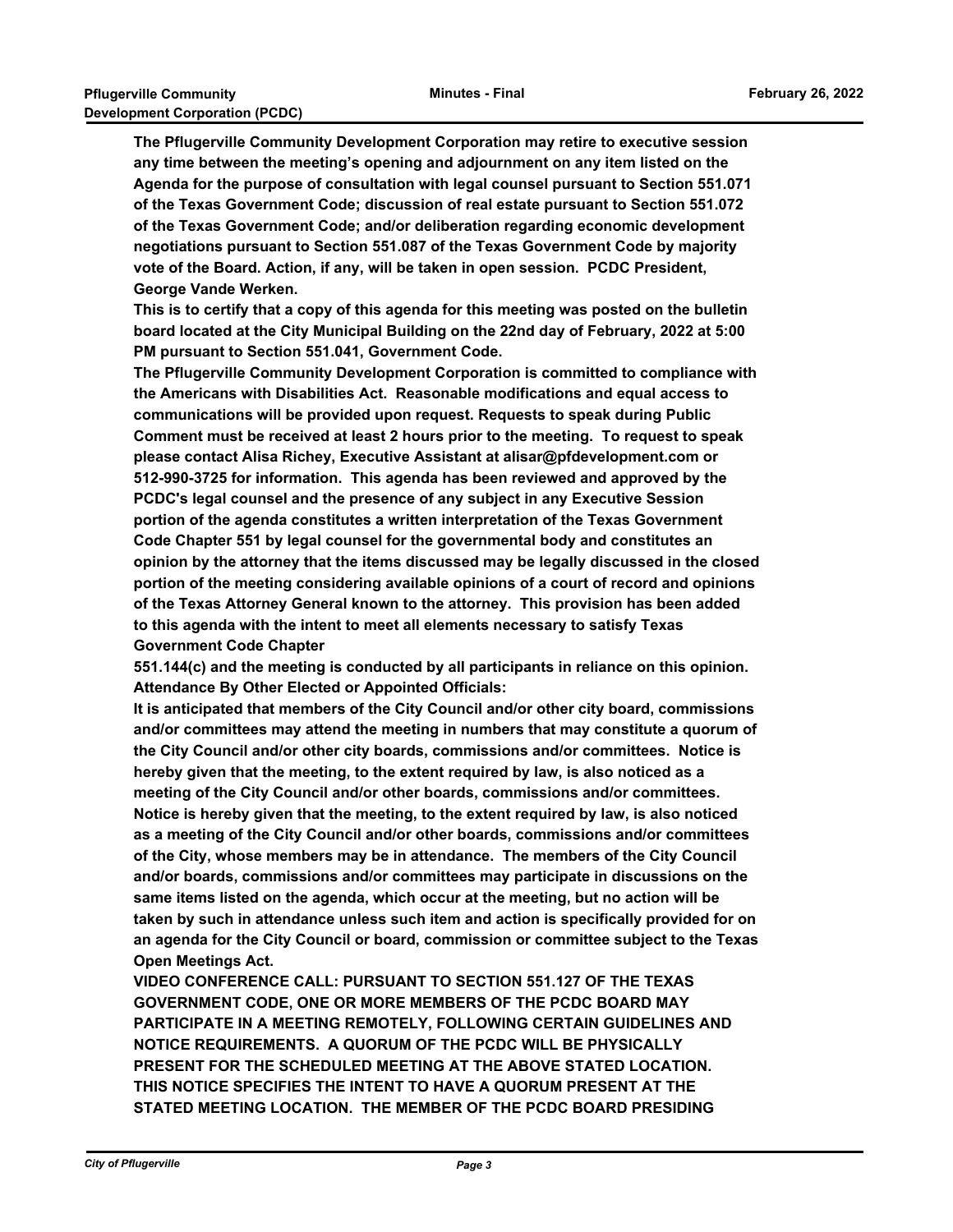**The Pflugerville Community Development Corporation may retire to executive session any time between the meeting's opening and adjournment on any item listed on the Agenda for the purpose of consultation with legal counsel pursuant to Section 551.071 of the Texas Government Code; discussion of real estate pursuant to Section 551.072 of the Texas Government Code; and/or deliberation regarding economic development negotiations pursuant to Section 551.087 of the Texas Government Code by majority vote of the Board. Action, if any, will be taken in open session. PCDC President, George Vande Werken.**

**This is to certify that a copy of this agenda for this meeting was posted on the bulletin board located at the City Municipal Building on the 22nd day of February, 2022 at 5:00 PM pursuant to Section 551.041, Government Code.**

**The Pflugerville Community Development Corporation is committed to compliance with the Americans with Disabilities Act. Reasonable modifications and equal access to communications will be provided upon request. Requests to speak during Public Comment must be received at least 2 hours prior to the meeting. To request to speak please contact Alisa Richey, Executive Assistant at alisar@pfdevelopment.com or 512-990-3725 for information. This agenda has been reviewed and approved by the PCDC's legal counsel and the presence of any subject in any Executive Session portion of the agenda constitutes a written interpretation of the Texas Government Code Chapter 551 by legal counsel for the governmental body and constitutes an opinion by the attorney that the items discussed may be legally discussed in the closed portion of the meeting considering available opinions of a court of record and opinions of the Texas Attorney General known to the attorney. This provision has been added to this agenda with the intent to meet all elements necessary to satisfy Texas Government Code Chapter 551.144(c) and the meeting is conducted by all participants in reliance on this opinion.**

**Attendance By Other Elected or Appointed Officials:**

**It is anticipated that members of the City Council and/or other city board, commissions and/or committees may attend the meeting in numbers that may constitute a quorum of the City Council and/or other city boards, commissions and/or committees. Notice is hereby given that the meeting, to the extent required by law, is also noticed as a meeting of the City Council and/or other boards, commissions and/or committees. Notice is hereby given that the meeting, to the extent required by law, is also noticed as a meeting of the City Council and/or other boards, commissions and/or committees of the City, whose members may be in attendance. The members of the City Council and/or boards, commissions and/or committees may participate in discussions on the same items listed on the agenda, which occur at the meeting, but no action will be taken by such in attendance unless such item and action is specifically provided for on an agenda for the City Council or board, commission or committee subject to the Texas Open Meetings Act.**

**VIDEO CONFERENCE CALL: PURSUANT TO SECTION 551.127 OF THE TEXAS GOVERNMENT CODE, ONE OR MORE MEMBERS OF THE PCDC BOARD MAY PARTICIPATE IN A MEETING REMOTELY, FOLLOWING CERTAIN GUIDELINES AND NOTICE REQUIREMENTS. A QUORUM OF THE PCDC WILL BE PHYSICALLY PRESENT FOR THE SCHEDULED MEETING AT THE ABOVE STATED LOCATION. THIS NOTICE SPECIFIES THE INTENT TO HAVE A QUORUM PRESENT AT THE STATED MEETING LOCATION. THE MEMBER OF THE PCDC BOARD PRESIDING**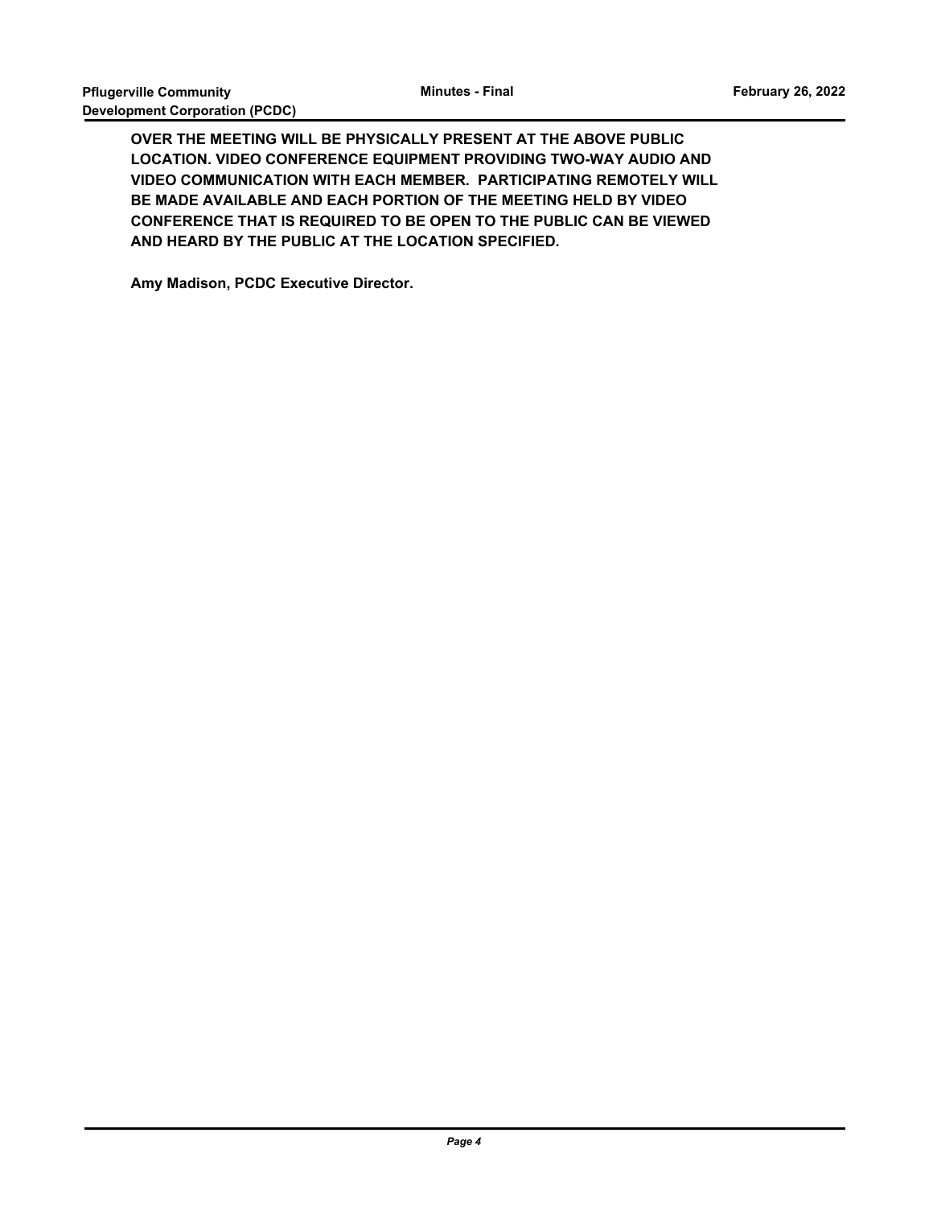**OVER THE MEETING WILL BE PHYSICALLY PRESENT AT THE ABOVE PUBLIC LOCATION. VIDEO CONFERENCE EQUIPMENT PROVIDING TWO-WAY AUDIO AND VIDEO COMMUNICATION WITH EACH MEMBER. PARTICIPATING REMOTELY WILL BE MADE AVAILABLE AND EACH PORTION OF THE MEETING HELD BY VIDEO CONFERENCE THAT IS REQUIRED TO BE OPEN TO THE PUBLIC CAN BE VIEWED AND HEARD BY THE PUBLIC AT THE LOCATION SPECIFIED.**

**Amy Madison, PCDC Executive Director.**